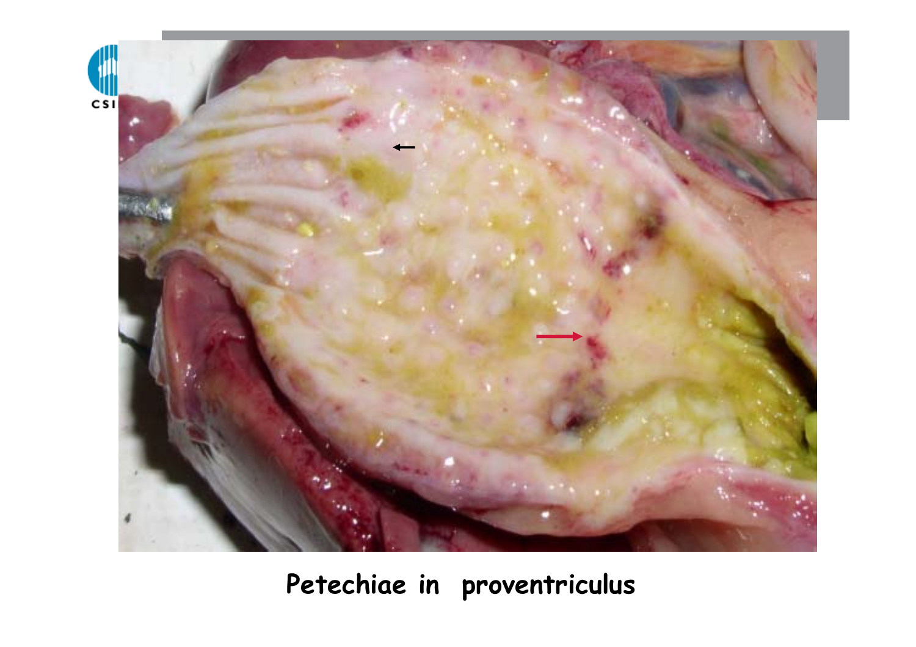Petechiae in proventriculus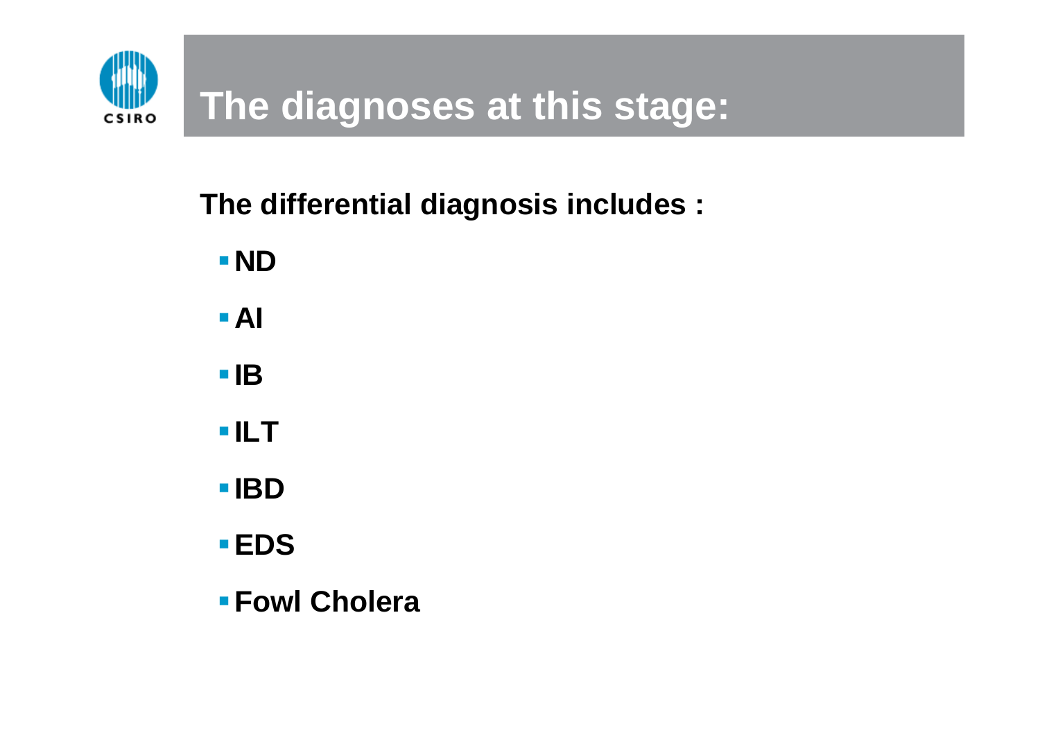# The diagnoses at this stage:

**The differential diagnosis includes :**

- **ND**
- **AI**
- **IB**
- **ILT**
- **IBD**
- **EDS**
- **Fowl Cholera**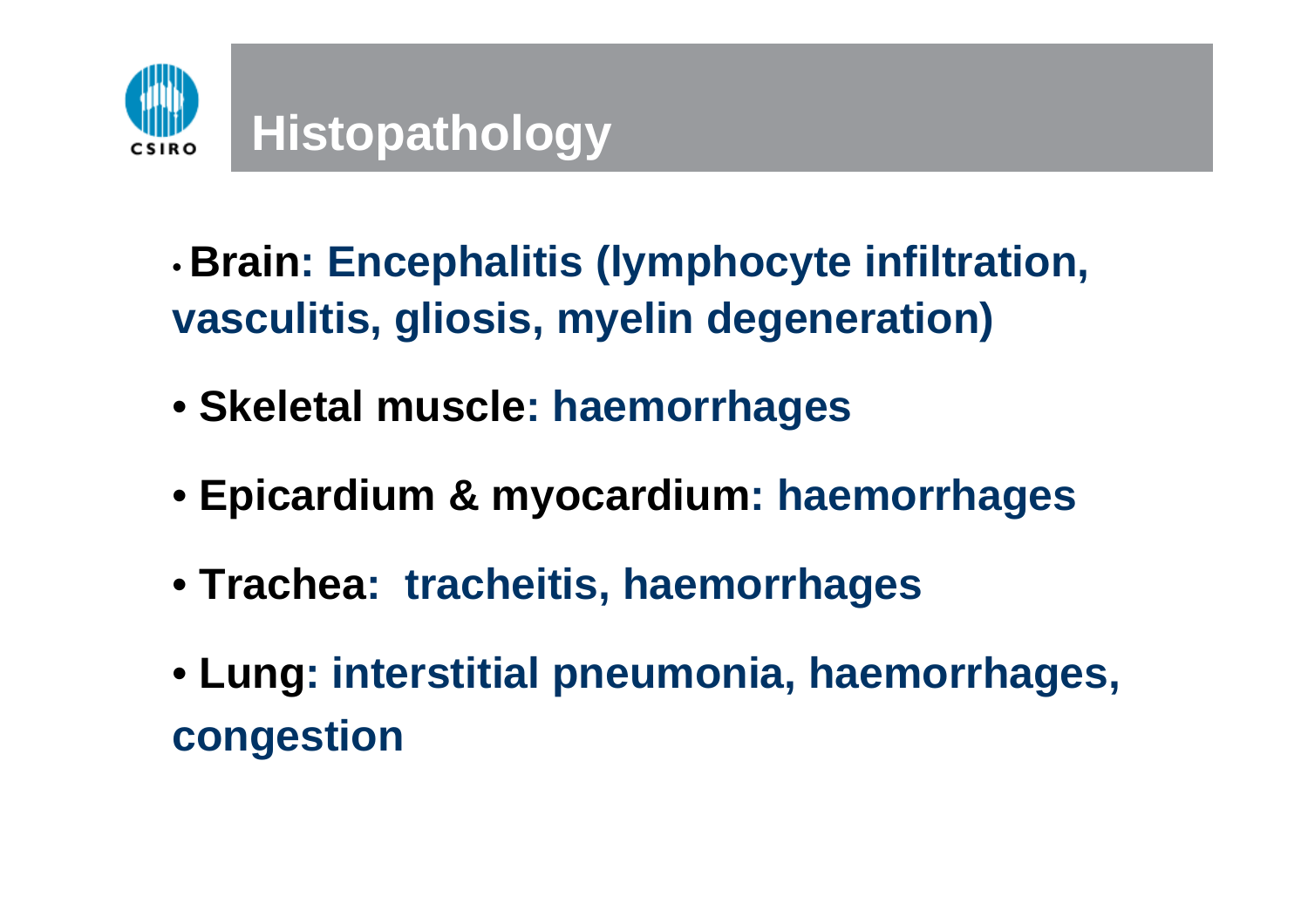# Histopathology

- **Brain: Encephalitis (lymphocyte infiltration, vasculitis, gliosis, myelin degeneration)**
- **Skeletal muscle: haemorrhages**
- **Epicardium & myocardium: haemorrhages**
- **Trachea: tracheitis, haemorrhages**
- **Lung: interstitial pneumonia, haemorrhages, congestion**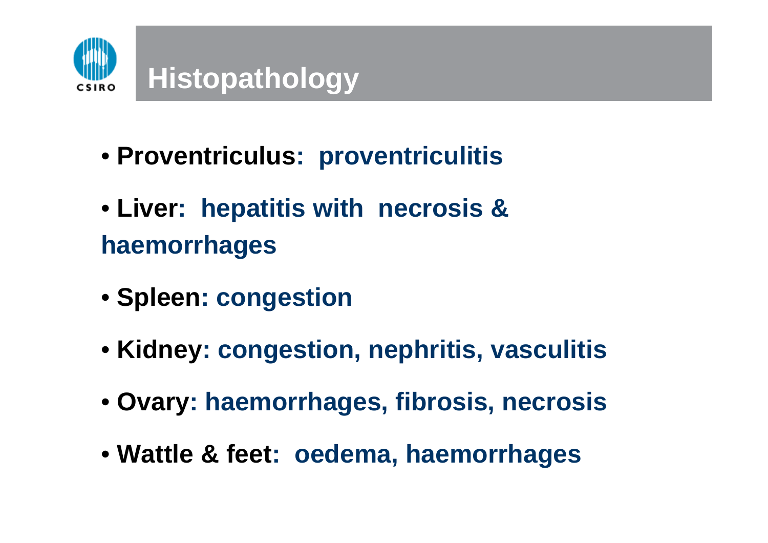# Histopathology

- **Proventriculus: proventriculitis**
- **Liver: hepatitis with necrosis & haemorrhages**
- **Spleen: congestion**
- **Kidney: congestion, nephritis, vasculitis**
- **Ovary: haemorrhages, fibrosis, necrosis**
- **Wattle & feet: oedema, haemorrhages**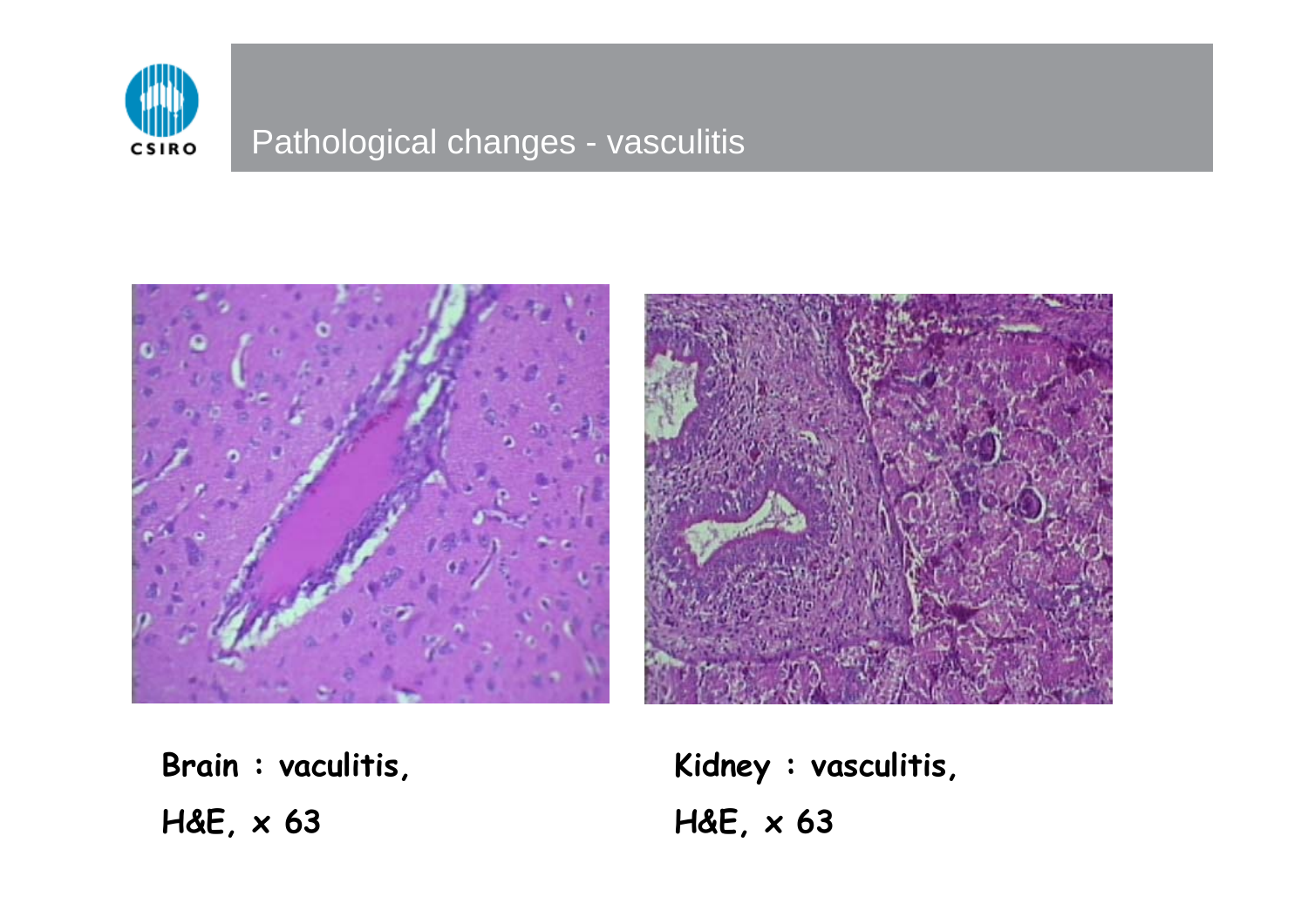# Pathological changes - vasculitis

**Brain : vaculitis,**

**H&E, x 63**

**Kidney : vasculitis,**

**H&E, x 63**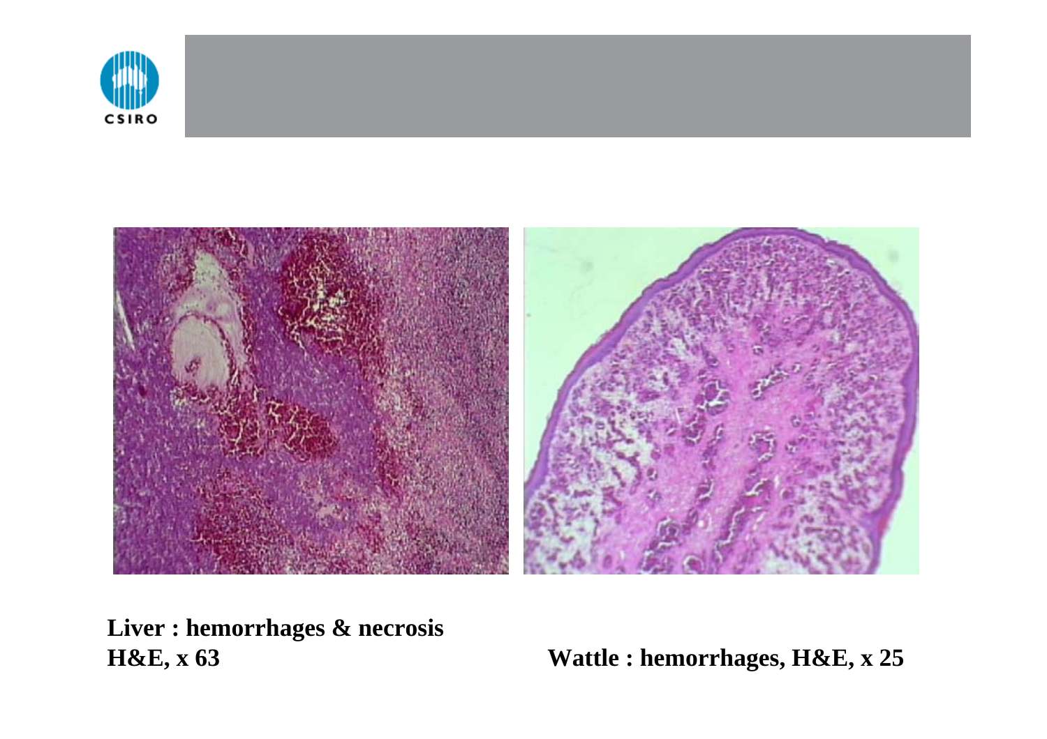**Liver : hemorrhages & necrosis**
**H&E, x 63**

**Wattle : hemorrhages, H&E, x 25**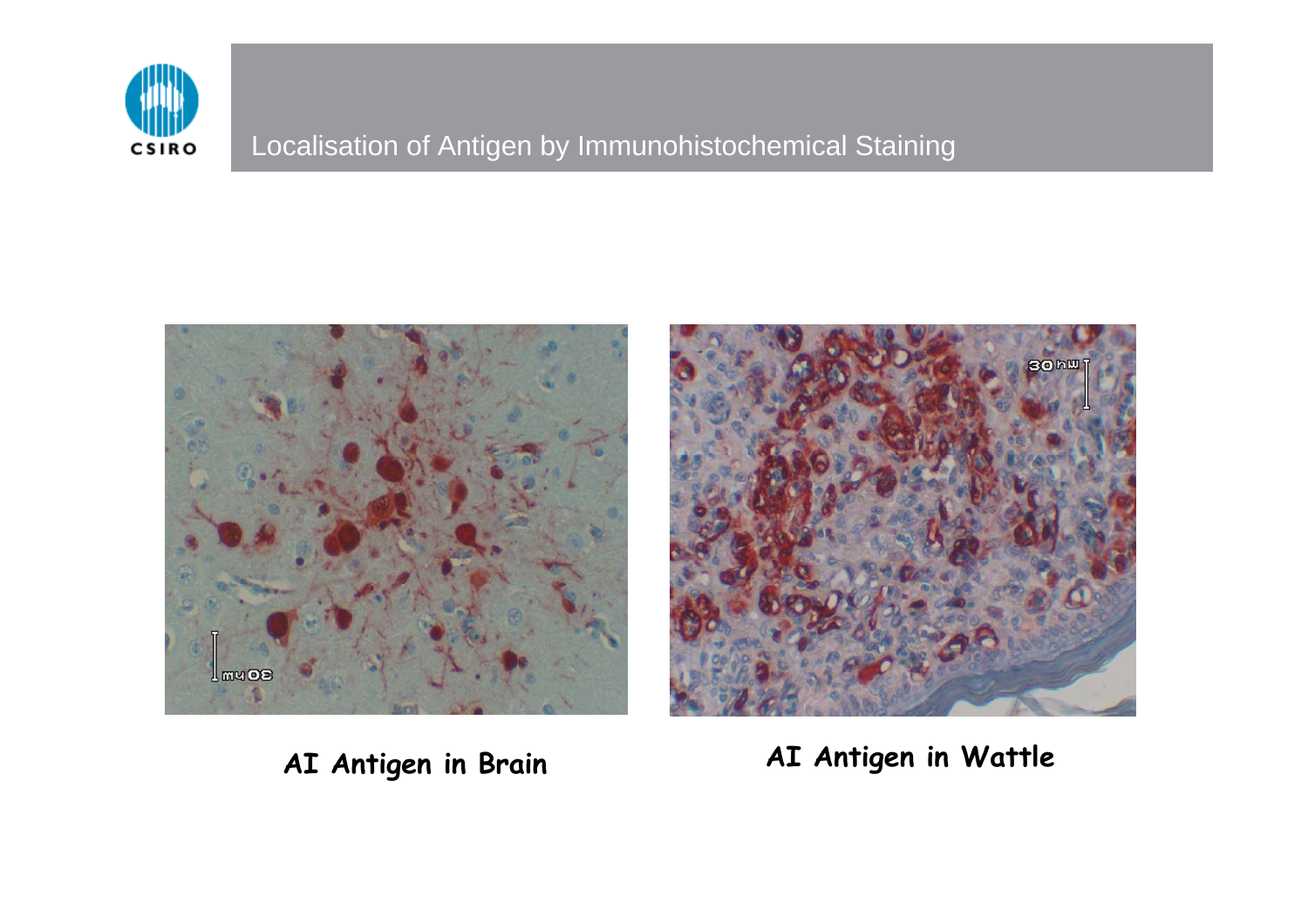# Localisation of Antigen by Immunohistochemical Staining

AI Antigen in Brain

AI Antigen in Wattle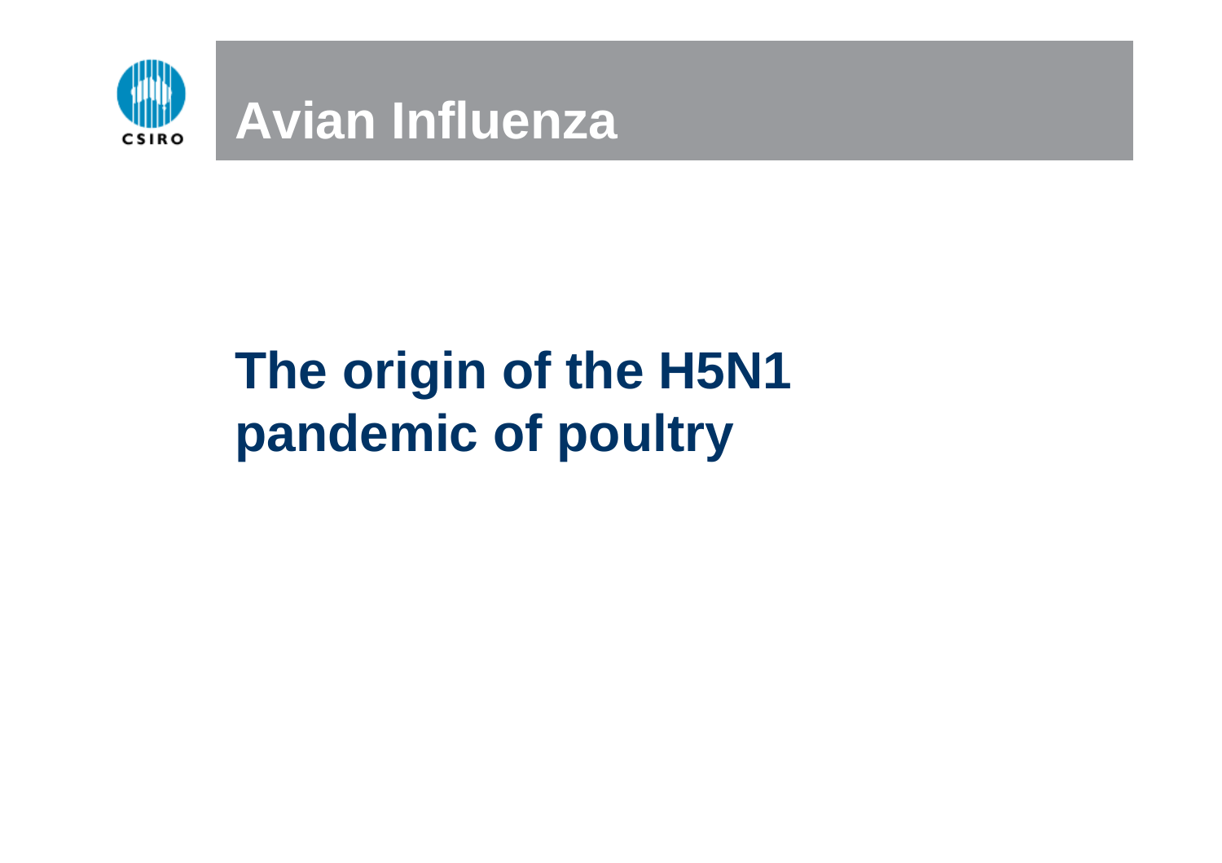# Avian Influenza

## The origin of the H5N1 pandemic of poultry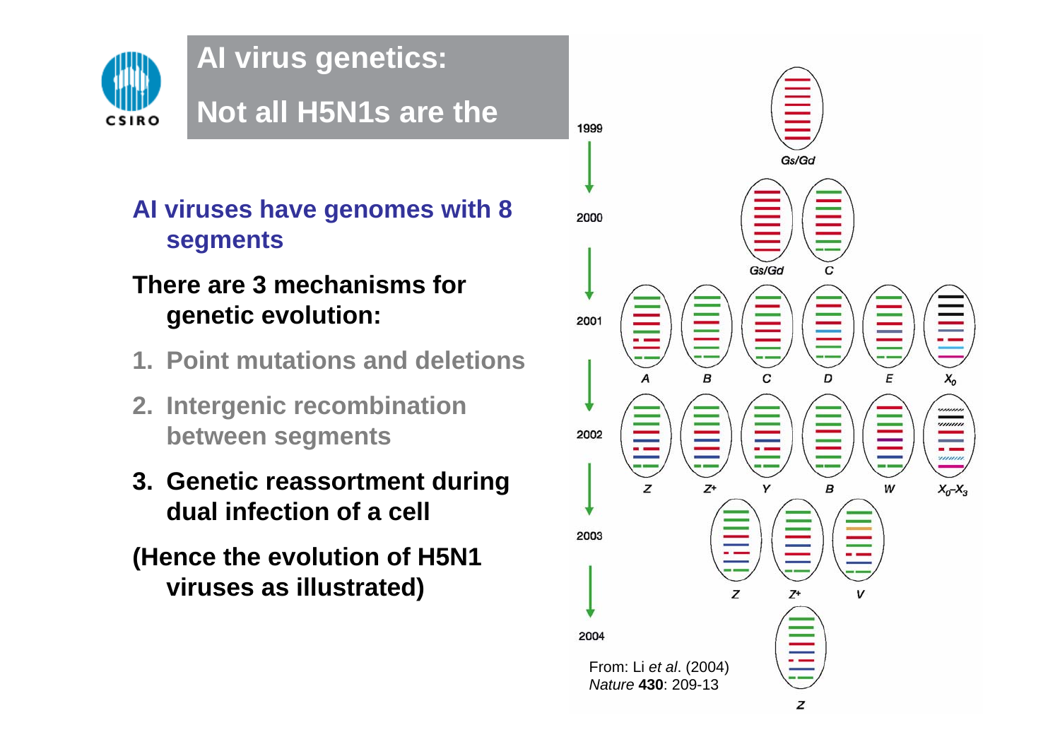# AI virus genetics:

# Not all H5N1s are the

**AI viruses have genomes with 8 segments**

**There are 3 mechanisms for genetic evolution:**

1. **Point mutations and deletions**
2. **Intergenic recombination between segments**
3. **Genetic reassortment during dual infection of a cell**

**(Hence the evolution of H5N1 viruses as illustrated)**

1999

Gs/Gd

2000

Gs/Gd C

2001

A B C D E $X_0$

2002

Z Z+ Y B W $X_0$–$X_3$

2003

Z Z+ V

2004

Z

From: Li *et al*. (2004) *Nature* **430**: 209-13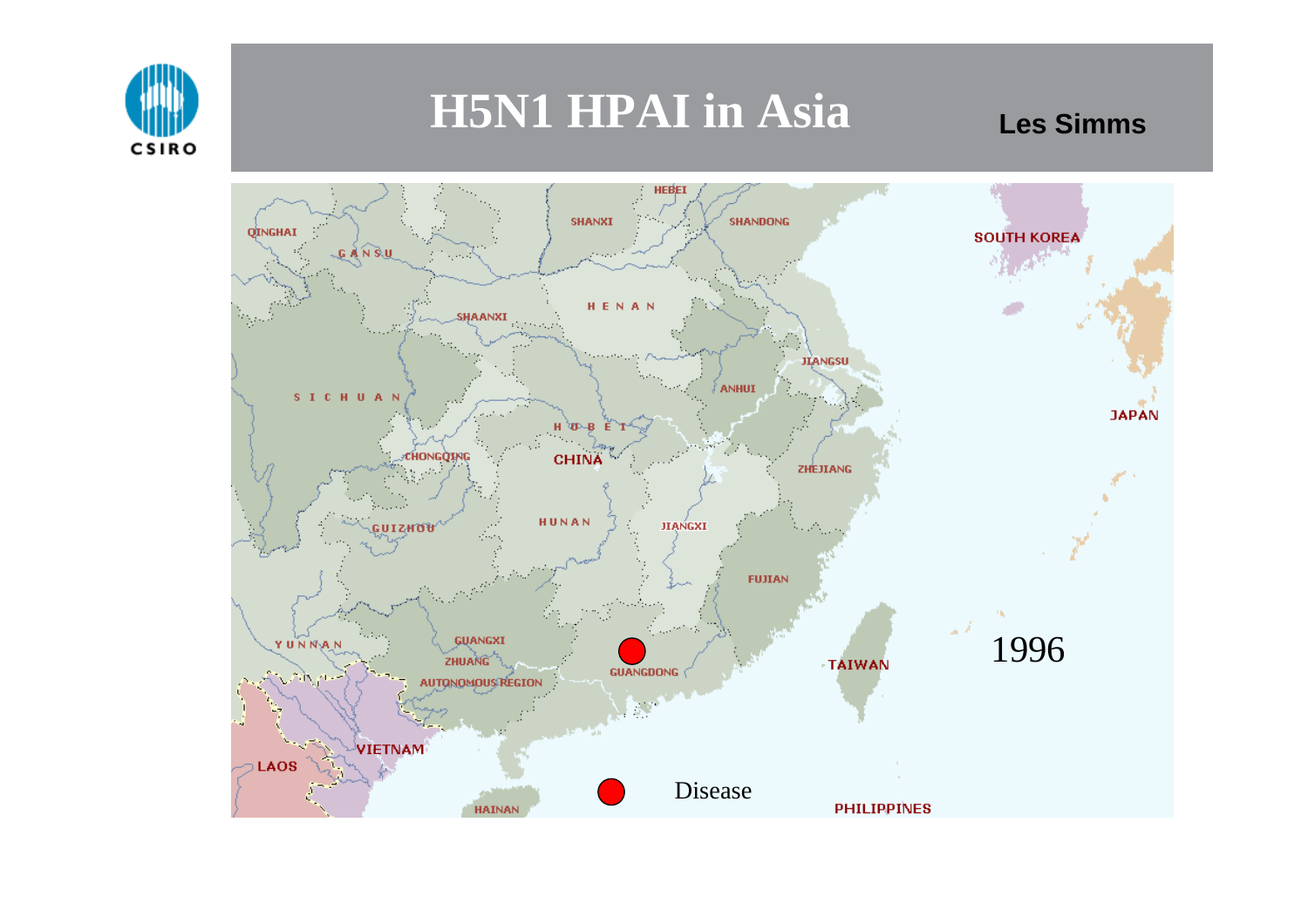# H5N1 HPAI in Asia

**Les Simms**

1996

Disease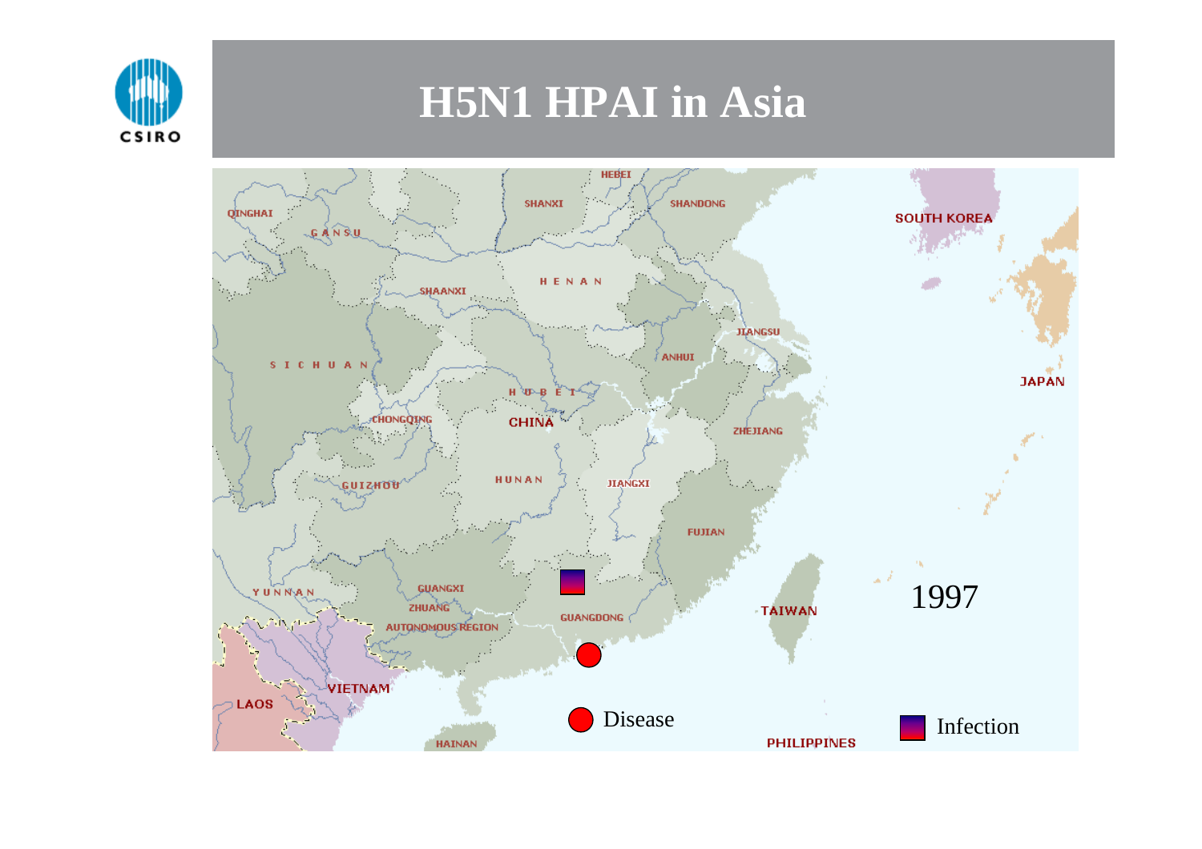# H5N1 HPAI in Asia

1997

Disease

Infection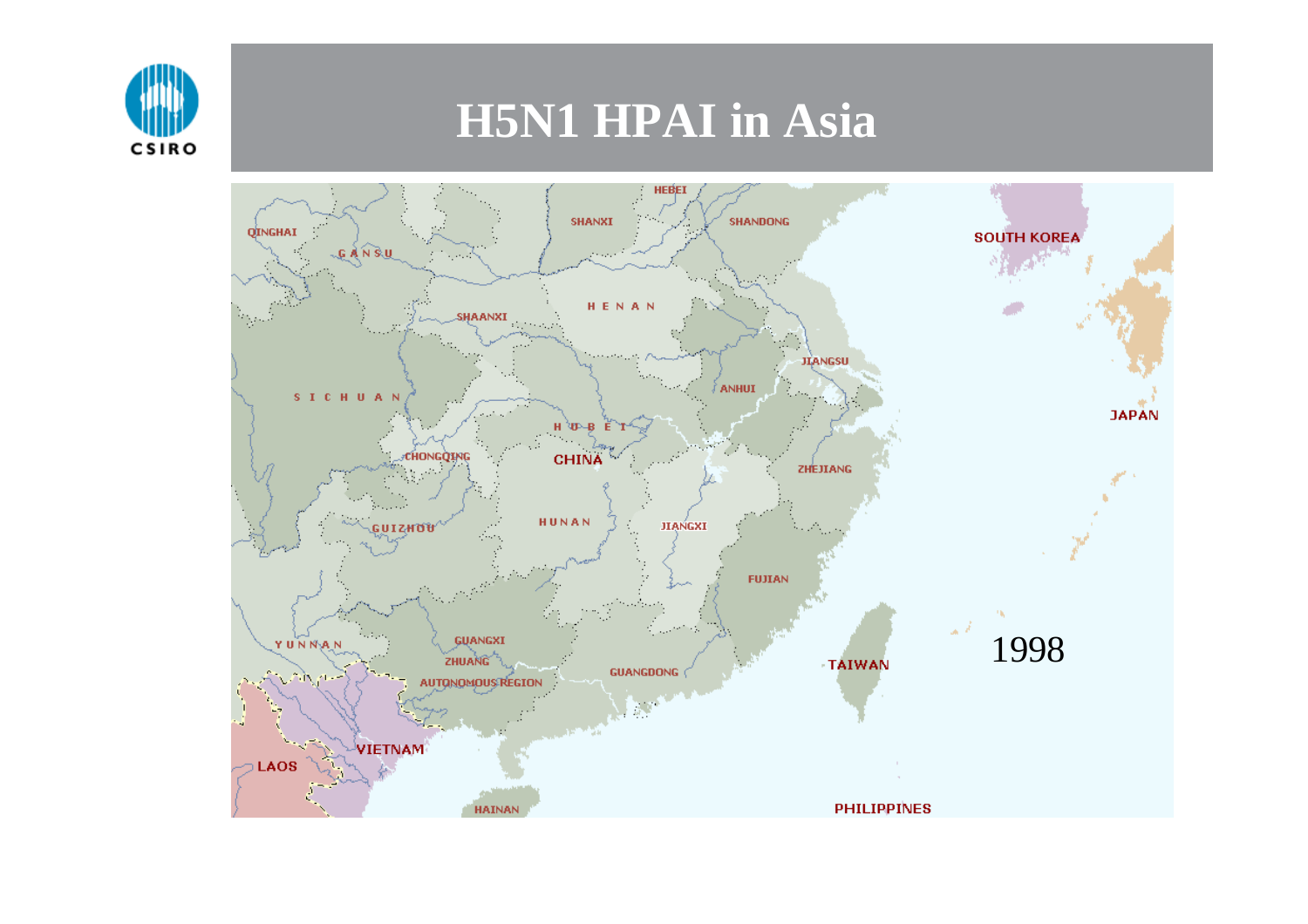# H5N1 HPAI in Asia

1998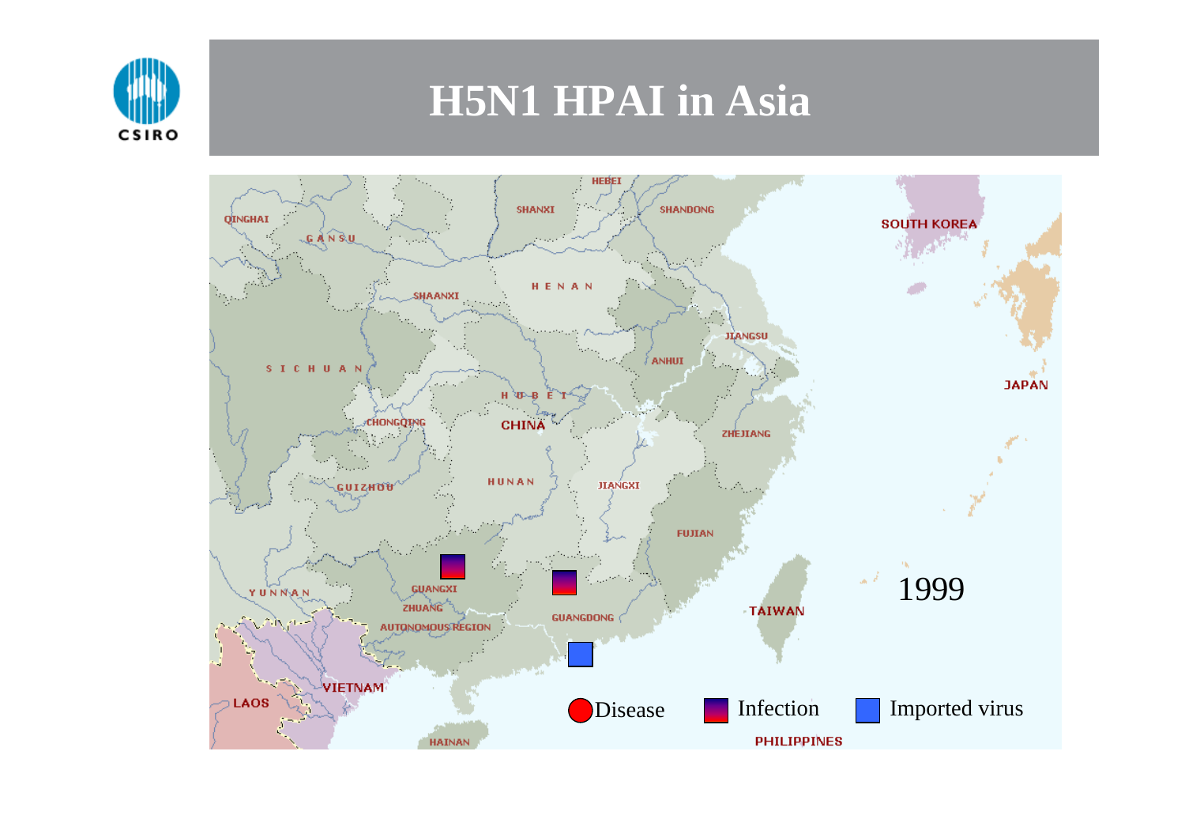# H5N1 HPAI in Asia

1999

Disease Infection Imported virus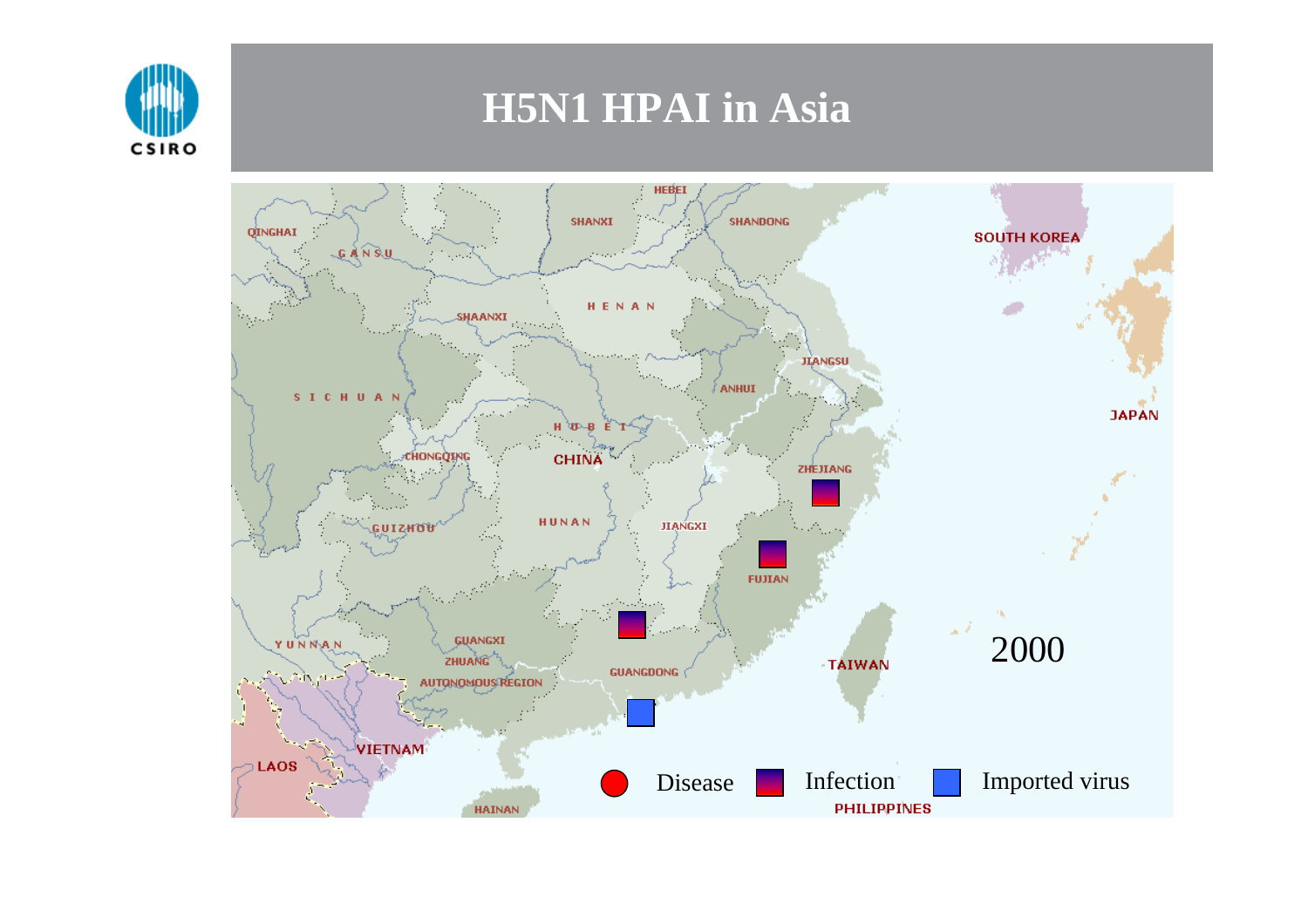# H5N1 HPAI in Asia

2000

Disease | Infection | Imported virus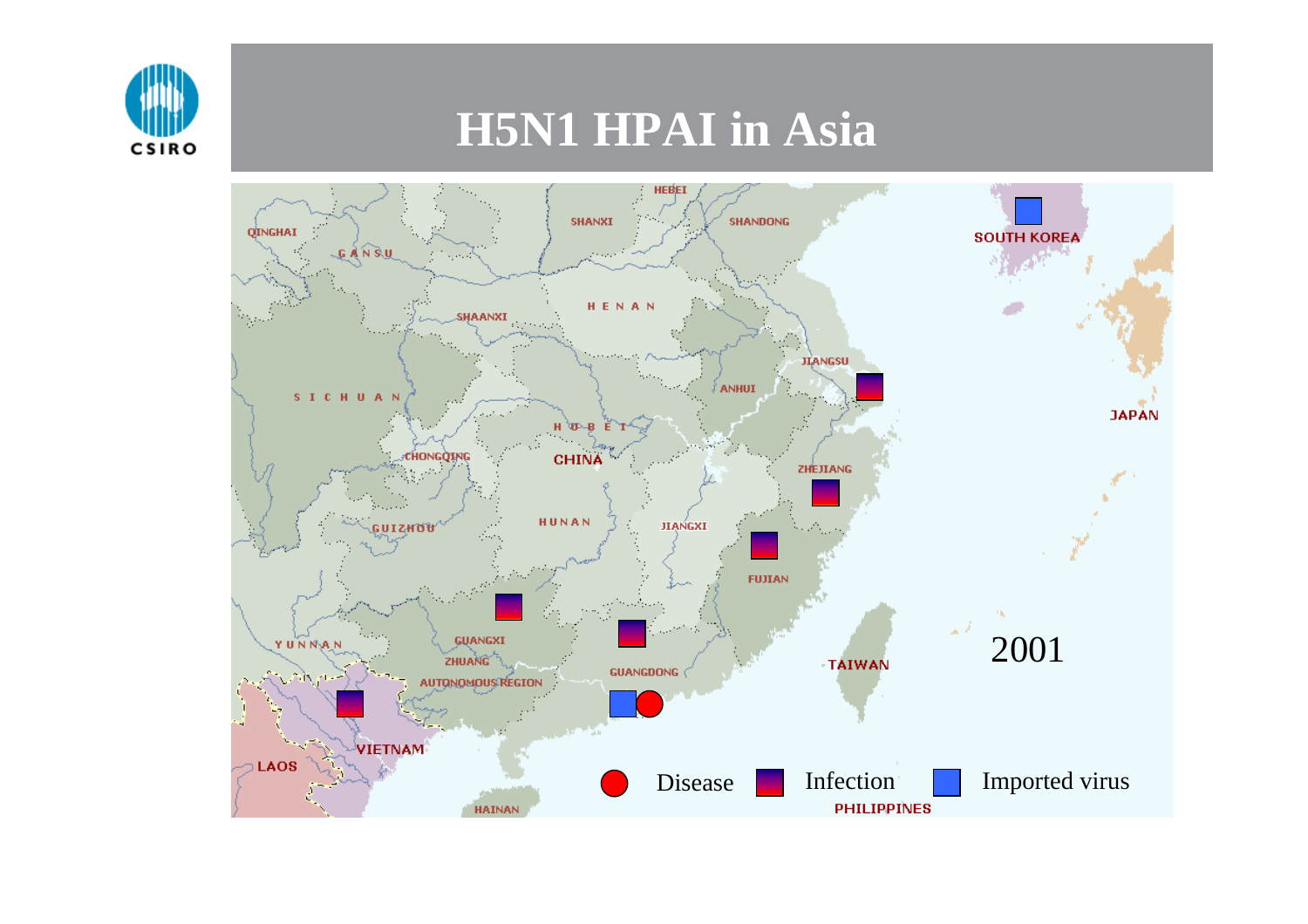# H5N1 HPAI in Asia

QINGHAI, GANSU, SHANXI, HEBEI, SHANDONG, HENAN, SHAANXI, JIANGSU, ANHUI, SICHUAN, HUBEI, CHONGQING, CHINA, ZHEJIANG, HUNAN, JIANGXI, GUIZHOU, FUJIAN, YUNNAN, GUANGXI ZHUANG AUTONOMOUS REGION, GUANGDONG, TAIWAN, VIETNAM, LAOS, HAINAN, PHILIPPINES, SOUTH KOREA, JAPAN

2001

Disease | Infection | Imported virus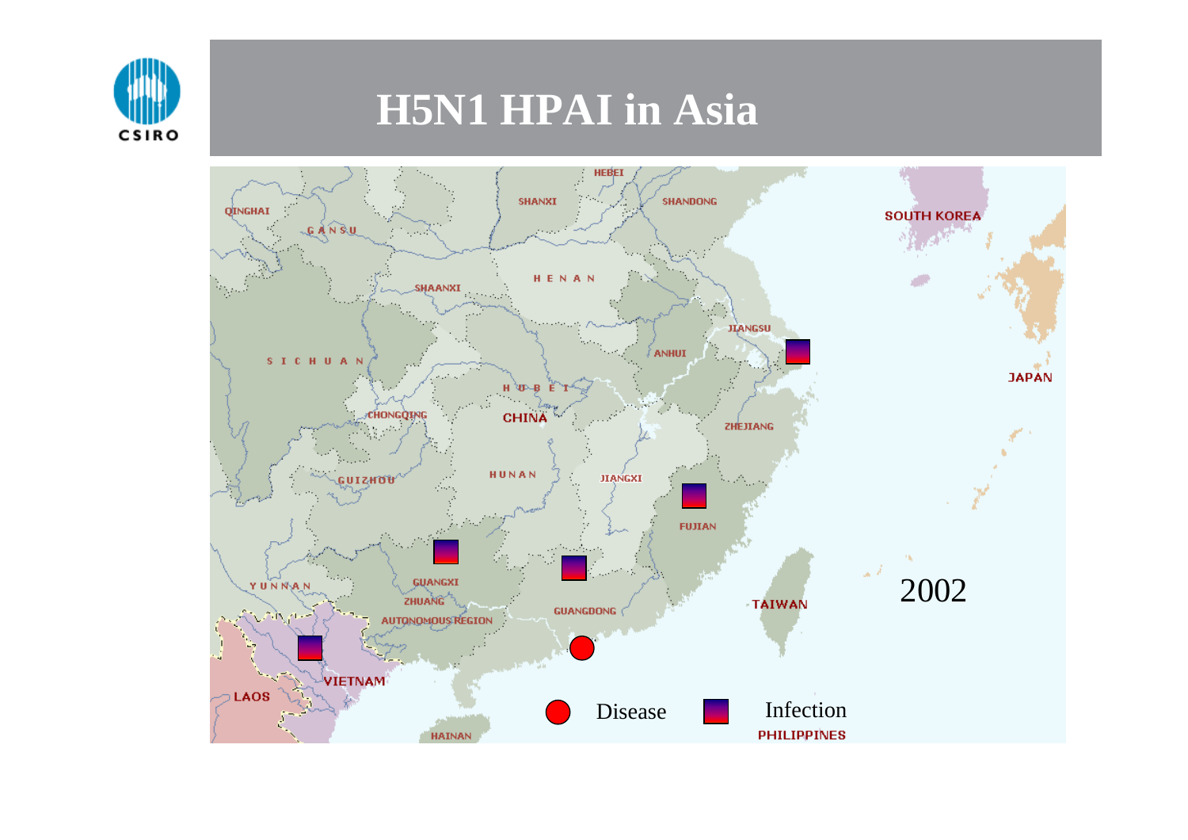# H5N1 HPAI in Asia

2002

Disease    Infection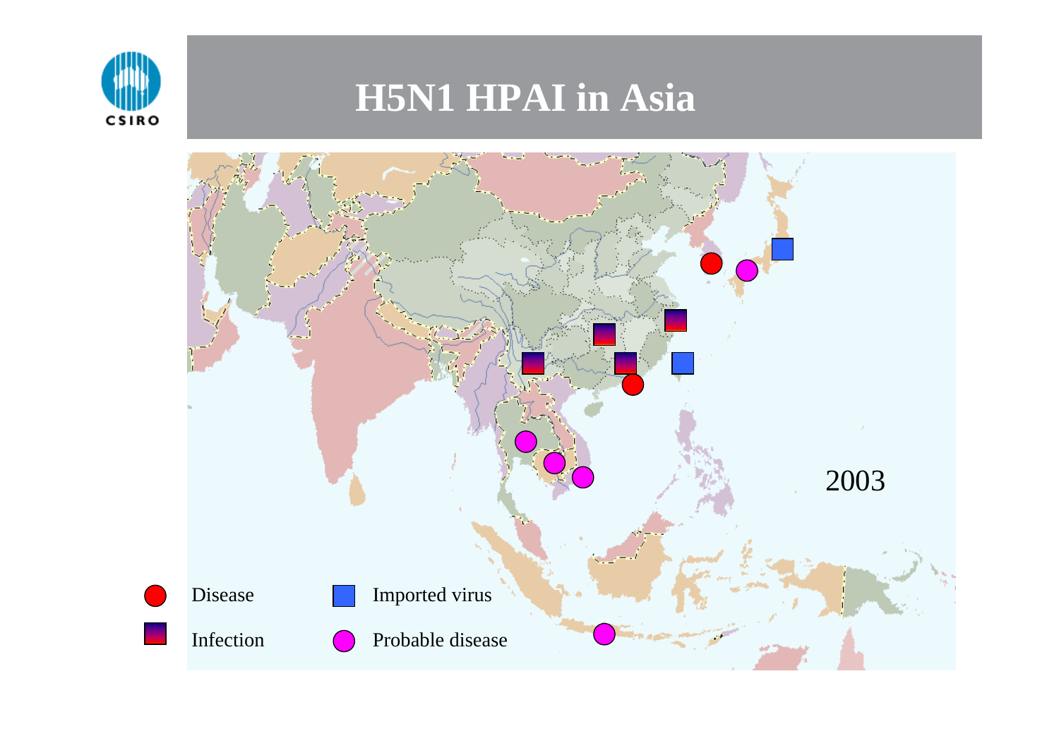# H5N1 HPAI in Asia

2003

Disease

Infection

Imported virus

Probable disease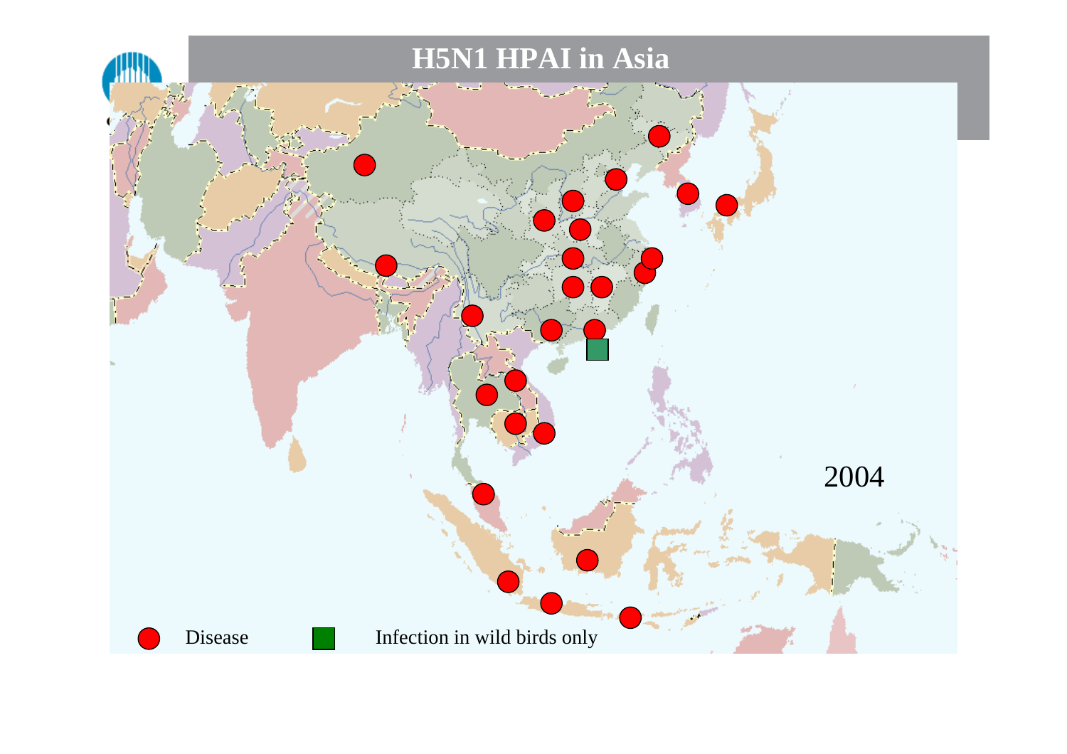# H5N1 HPAI in Asia

2004

Disease

Infection in wild birds only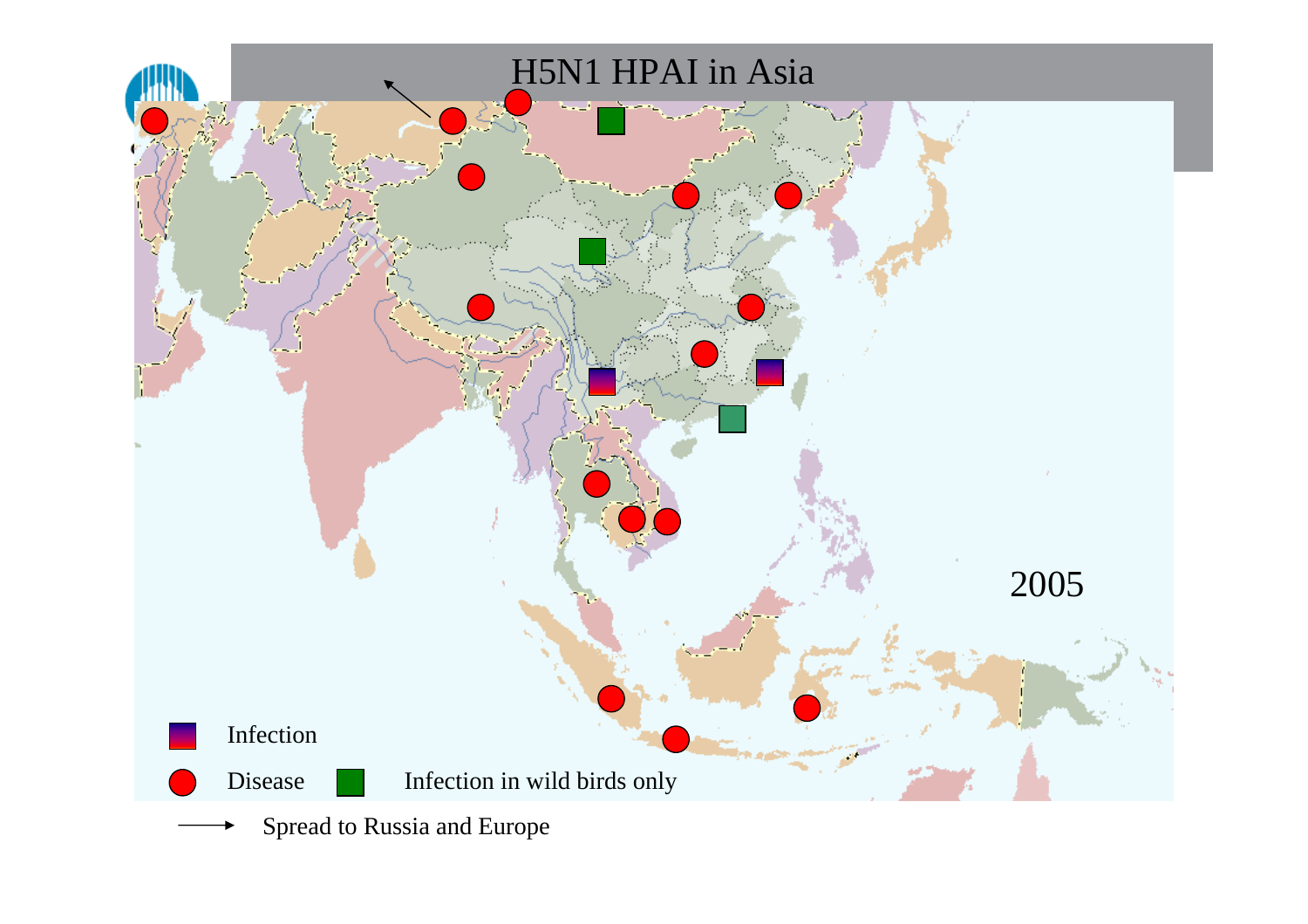# H5N1 HPAI in Asia

2005

Infection

Disease

Infection in wild birds only

Spread to Russia and Europe